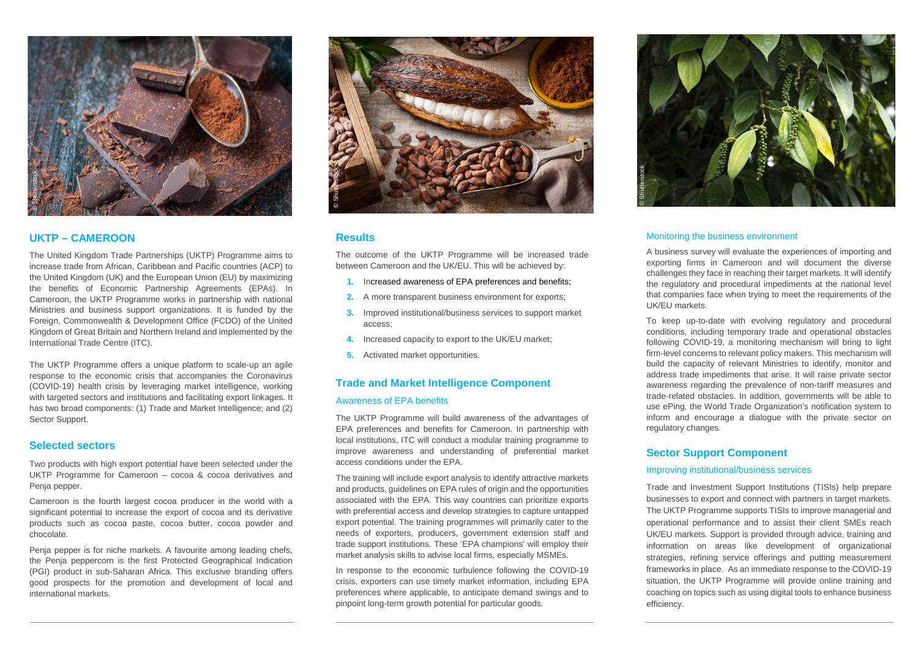## UKTP – CAMEROON

The United Kingdom Trade Partnerships (UKTP) Programme aims to increase trade from African, Caribbean and Pacific countries (ACP) to the United Kingdom (UK) and the European Union (EU) by maximizing the benefits of Economic Partnership Agreements (EPAs). In Cameroon, the UKTP Programme works in partnership with national Ministries and business support organizations. It is funded by the Foreign, Commonwealth & Development Office (FCDO) of the United Kingdom of Great Britain and Northern Ireland and implemented by the International Trade Centre (ITC).

The UKTP Programme offers a unique platform to scale-up an agile response to the economic crisis that accompanies the Coronavirus (COVID-19) health crisis by leveraging market intelligence, working with targeted sectors and institutions and facilitating export linkages. It has two broad components: (1) Trade and Market Intelligence; and (2) Sector Support.

## Selected sectors

Two products with high export potential have been selected under the UKTP Programme for Cameroon – cocoa & cocoa derivatives and Penja pepper.

Cameroon is the fourth largest cocoa producer in the world with a significant potential to increase the export of cocoa and its derivative products such as cocoa paste, cocoa butter, cocoa powder and chocolate.

Penja pepper is for niche markets. A favourite among leading chefs, the Penja peppercorn is the first Protected Geographical Indication (PGI) product in sub-Saharan Africa. This exclusive branding offers good prospects for the promotion and development of local and international markets.

## Results

The outcome of the UKTP Programme will be increased trade between Cameroon and the UK/EU. This will be achieved by:

1. Increased awareness of EPA preferences and benefits;
2. A more transparent business environment for exports;
3. Improved institutional/business services to support market access;
4. Increased capacity to export to the UK/EU market;
5. Activated market opportunities.

## Trade and Market Intelligence Component

### Awareness of EPA benefits

The UKTP Programme will build awareness of the advantages of EPA preferences and benefits for Cameroon. In partnership with local institutions, ITC will conduct a modular training programme to improve awareness and understanding of preferential market access conditions under the EPA.

The training will include export analysis to identify attractive markets and products, guidelines on EPA rules of origin and the opportunities associated with the EPA. This way countries can prioritize exports with preferential access and develop strategies to capture untapped export potential. The training programmes will primarily cater to the needs of exporters, producers, government extension staff and trade support institutions. These 'EPA champions' will employ their market analysis skills to advise local firms, especially MSMEs.

In response to the economic turbulence following the COVID-19 crisis, exporters can use timely market information, including EPA preferences where applicable, to anticipate demand swings and to pinpoint long-term growth potential for particular goods.

### Monitoring the business environment

A business survey will evaluate the experiences of importing and exporting firms in Cameroon and will document the diverse challenges they face in reaching their target markets. It will identify the regulatory and procedural impediments at the national level that companies face when trying to meet the requirements of the UK/EU markets.

To keep up-to-date with evolving regulatory and procedural conditions, including temporary trade and operational obstacles following COVID-19, a monitoring mechanism will bring to light firm-level concerns to relevant policy makers. This mechanism will build the capacity of relevant Ministries to identify, monitor and address trade impediments that arise. It will raise private sector awareness regarding the prevalence of non-tariff measures and trade-related obstacles. In addition, governments will be able to use ePing, the World Trade Organization's notification system to inform and encourage a dialogue with the private sector on regulatory changes.

## Sector Support Component

### Improving institutional/business services

Trade and Investment Support Institutions (TISIs) help prepare businesses to export and connect with partners in target markets. The UKTP Programme supports TISIs to improve managerial and operational performance and to assist their client SMEs reach UK/EU markets. Support is provided through advice, training and information on areas like development of organizational strategies, refining service offerings and putting measurement frameworks in place. As an immediate response to the COVID-19 situation, the UKTP Programme will provide online training and coaching on topics such as using digital tools to enhance business efficiency.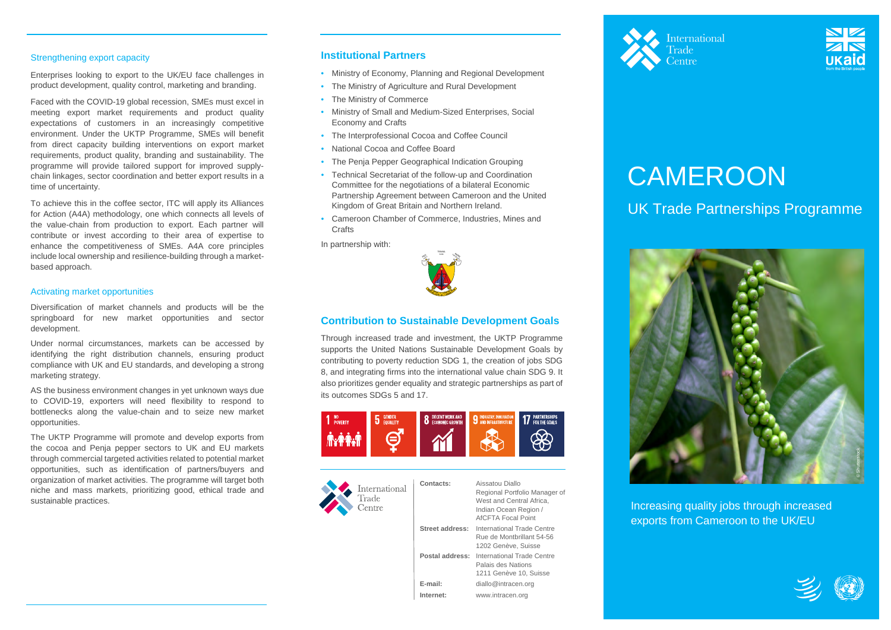## Strengthening export capacity

Enterprises looking to export to the UK/EU face challenges in product development, quality control, marketing and branding.

Faced with the COVID-19 global recession, SMEs must excel in meeting export market requirements and product quality expectations of customers in an increasingly competitive environment. Under the UKTP Programme, SMEs will benefit from direct capacity building interventions on export market requirements, product quality, branding and sustainability. The programme will provide tailored support for improved supply-chain linkages, sector coordination and better export results in a time of uncertainty.

To achieve this in the coffee sector, ITC will apply its Alliances for Action (A4A) methodology, one which connects all levels of the value-chain from production to export. Each partner will contribute or invest according to their area of expertise to enhance the competitiveness of SMEs. A4A core principles include local ownership and resilience-building through a market-based approach.

## Activating market opportunities

Diversification of market channels and products will be the springboard for new market opportunities and sector development.

Under normal circumstances, markets can be accessed by identifying the right distribution channels, ensuring product compliance with UK and EU standards, and developing a strong marketing strategy.

AS the business environment changes in yet unknown ways due to COVID-19, exporters will need flexibility to respond to bottlenecks along the value-chain and to seize new market opportunities.

The UKTP Programme will promote and develop exports from the cocoa and Penja pepper sectors to UK and EU markets through commercial targeted activities related to potential market opportunities, such as identification of partners/buyers and organization of market activities. The programme will target both niche and mass markets, prioritizing good, ethical trade and sustainable practices.

## Institutional Partners

- Ministry of Economy, Planning and Regional Development
- The Ministry of Agriculture and Rural Development
- The Ministry of Commerce
- Ministry of Small and Medium-Sized Enterprises, Social Economy and Crafts
- The Interprofessional Cocoa and Coffee Council
- National Cocoa and Coffee Board
- The Penja Pepper Geographical Indication Grouping
- Technical Secretariat of the follow-up and Coordination Committee for the negotiations of a bilateral Economic Partnership Agreement between Cameroon and the United Kingdom of Great Britain and Northern Ireland.
- Cameroon Chamber of Commerce, Industries, Mines and Crafts

In partnership with:

## Contribution to Sustainable Development Goals

Through increased trade and investment, the UKTP Programme supports the United Nations Sustainable Development Goals by contributing to poverty reduction SDG 1, the creation of jobs SDG 8, and integrating firms into the international value chain SDG 9. It also prioritizes gender equality and strategic partnerships as part of its outcomes SDGs 5 and 17.

1 NO POVERTY
5 GENDER EQUALITY
8 DECENT WORK AND ECONOMIC GROWTH
9 INDUSTRY, INNOVATION AND INFRASTRUCTURE
17 PARTNERSHIPS FOR THE GOALS

International Trade Centre

| | |
|---|---|
| **Contacts:** | Aissatou Diallo<br>Regional Portfolio Manager of West and Central Africa, Indian Ocean Region / AfCFTA Focal Point |
| **Street address:** | International Trade Centre<br>Rue de Montbrillant 54-56<br>1202 Genève, Suisse |
| **Postal address:** | International Trade Centre<br>Palais des Nations<br>1211 Genève 10, Suisse |
| **E-mail:** | diallo@intracen.org |
| **Internet:** | www.intracen.org |

International Trade Centre

UKaid from the British people

# CAMEROON

## UK Trade Partnerships Programme

Increasing quality jobs through increased exports from Cameroon to the UK/EU